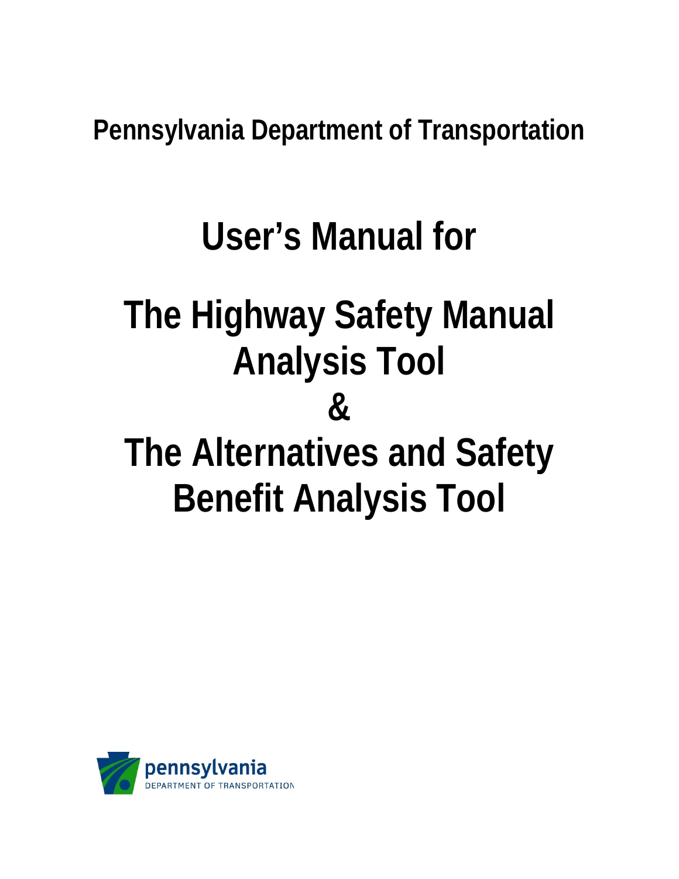**Pennsylvania Department of Transportation**

# User's Manual for

# The Highway Safety Manual Analysis Tool
# &
# The Alternatives and Safety Benefit Analysis Tool

pennsylvania
DEPARTMENT OF TRANSPORTATION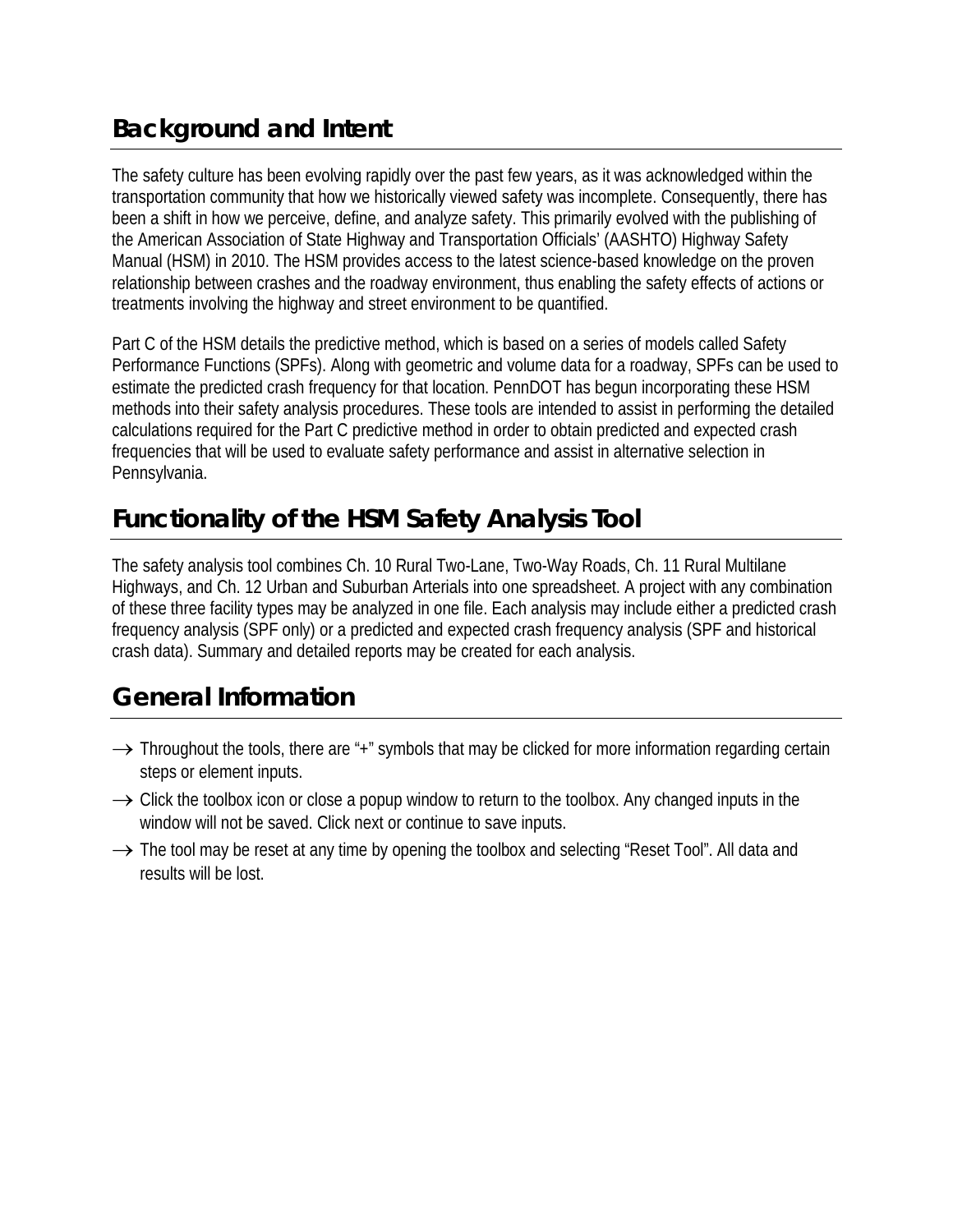## Background and Intent

The safety culture has been evolving rapidly over the past few years, as it was acknowledged within the transportation community that how we historically viewed safety was incomplete. Consequently, there has been a shift in how we perceive, define, and analyze safety. This primarily evolved with the publishing of the American Association of State Highway and Transportation Officials' (AASHTO) Highway Safety Manual (HSM) in 2010. The HSM provides access to the latest science-based knowledge on the proven relationship between crashes and the roadway environment, thus enabling the safety effects of actions or treatments involving the highway and street environment to be quantified.

Part C of the HSM details the predictive method, which is based on a series of models called Safety Performance Functions (SPFs). Along with geometric and volume data for a roadway, SPFs can be used to estimate the predicted crash frequency for that location. PennDOT has begun incorporating these HSM methods into their safety analysis procedures. These tools are intended to assist in performing the detailed calculations required for the Part C predictive method in order to obtain predicted and expected crash frequencies that will be used to evaluate safety performance and assist in alternative selection in Pennsylvania.

## Functionality of the HSM Safety Analysis Tool

The safety analysis tool combines Ch. 10 Rural Two-Lane, Two-Way Roads, Ch. 11 Rural Multilane Highways, and Ch. 12 Urban and Suburban Arterials into one spreadsheet. A project with any combination of these three facility types may be analyzed in one file. Each analysis may include either a predicted crash frequency analysis (SPF only) or a predicted and expected crash frequency analysis (SPF and historical crash data). Summary and detailed reports may be created for each analysis.

## General Information

- → Throughout the tools, there are "+" symbols that may be clicked for more information regarding certain steps or element inputs.
- → Click the toolbox icon or close a popup window to return to the toolbox. Any changed inputs in the window will not be saved. Click next or continue to save inputs.
- → The tool may be reset at any time by opening the toolbox and selecting "Reset Tool". All data and results will be lost.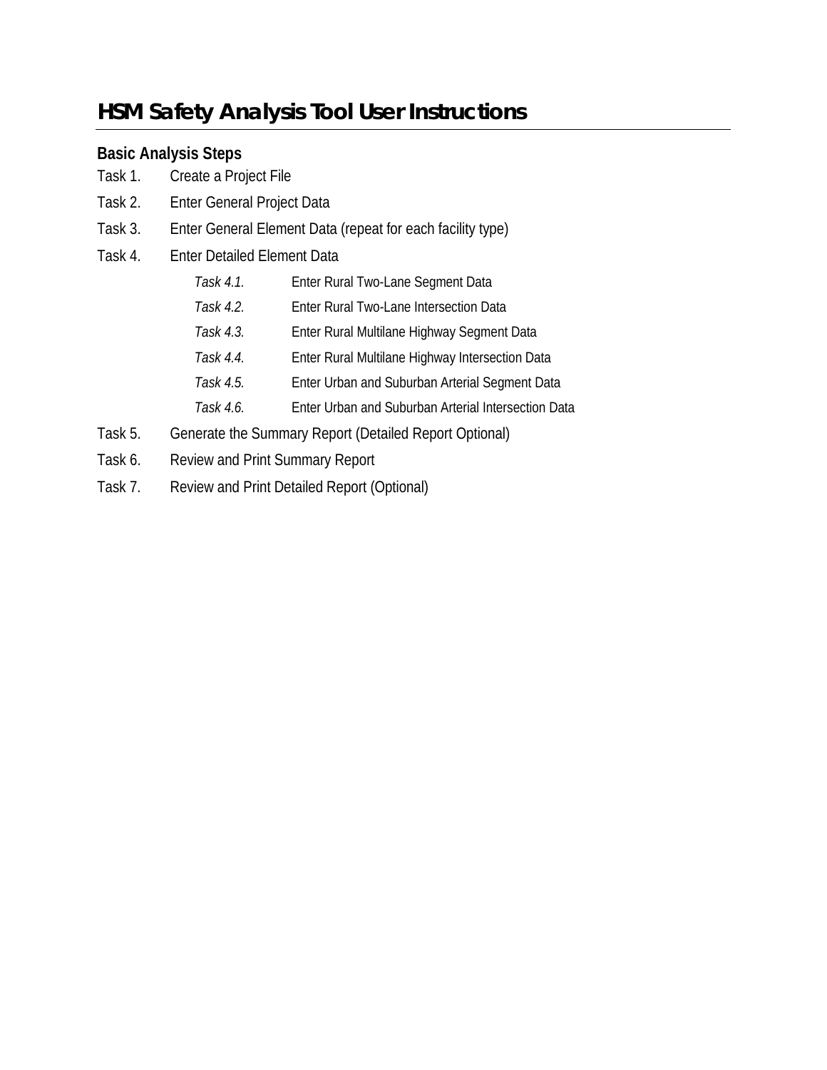# HSM Safety Analysis Tool User Instructions

## Basic Analysis Steps

Task 1. Create a Project File

Task 2. Enter General Project Data

Task 3. Enter General Element Data (repeat for each facility type)

Task 4. Enter Detailed Element Data

- *Task 4.1.* Enter Rural Two-Lane Segment Data
- *Task 4.2.* Enter Rural Two-Lane Intersection Data
- *Task 4.3.* Enter Rural Multilane Highway Segment Data
- *Task 4.4.* Enter Rural Multilane Highway Intersection Data
- *Task 4.5.* Enter Urban and Suburban Arterial Segment Data
- *Task 4.6.* Enter Urban and Suburban Arterial Intersection Data

Task 5. Generate the Summary Report (Detailed Report Optional)

Task 6. Review and Print Summary Report

Task 7. Review and Print Detailed Report (Optional)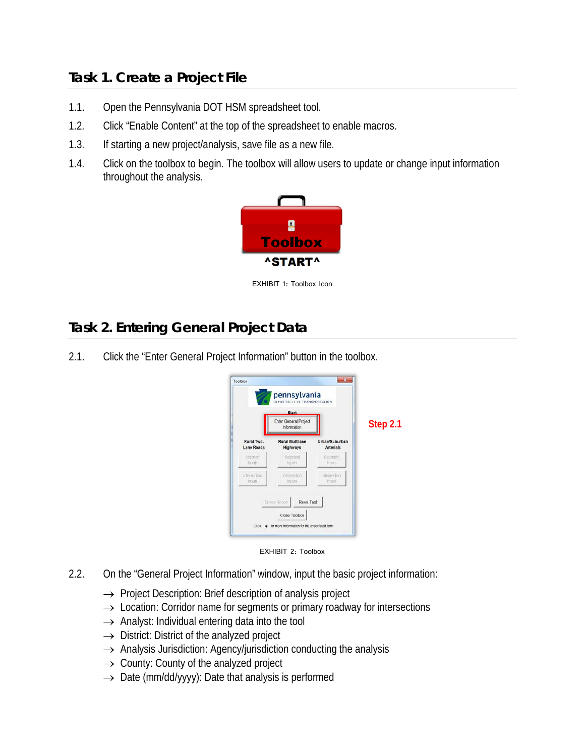## Task 1. Create a Project File

1.1. Open the Pennsylvania DOT HSM spreadsheet tool.

1.2. Click “Enable Content” at the top of the spreadsheet to enable macros.

1.3. If starting a new project/analysis, save file as a new file.

1.4. Click on the toolbox to begin. The toolbox will allow users to update or change input information throughout the analysis.

EXHIBIT 1: Toolbox Icon

## Task 2. Entering General Project Data

2.1. Click the “Enter General Project Information” button in the toolbox.

EXHIBIT 2: Toolbox

2.2. On the “General Project Information” window, input the basic project information:

→ Project Description: Brief description of analysis project
→ Location: Corridor name for segments or primary roadway for intersections
→ Analyst: Individual entering data into the tool
→ District: District of the analyzed project
→ Analysis Jurisdiction: Agency/jurisdiction conducting the analysis
→ County: County of the analyzed project
→ Date (mm/dd/yyyy): Date that analysis is performed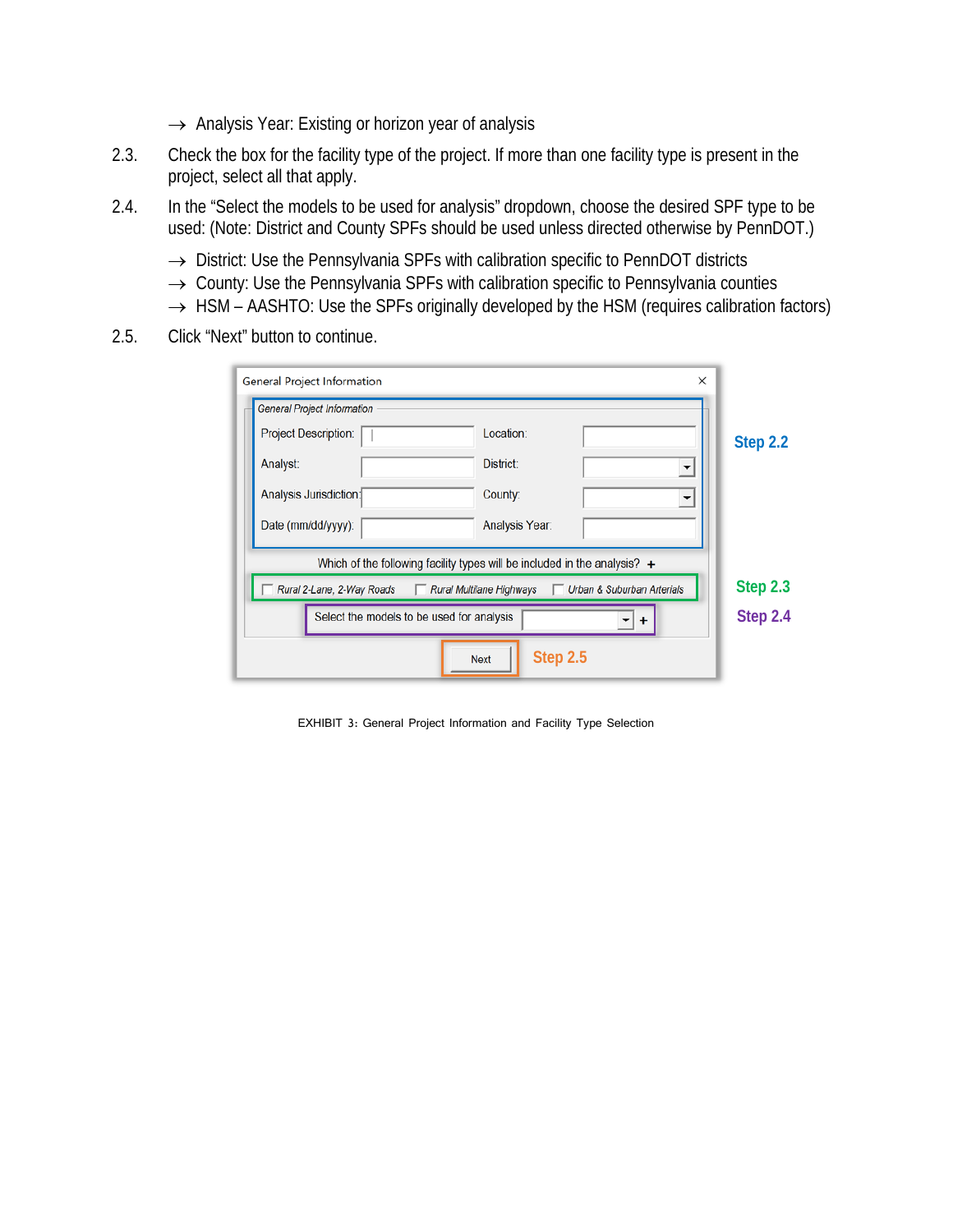→ Analysis Year: Existing or horizon year of analysis

2.3. Check the box for the facility type of the project. If more than one facility type is present in the project, select all that apply.

2.4. In the "Select the models to be used for analysis" dropdown, choose the desired SPF type to be used: (Note: District and County SPFs should be used unless directed otherwise by PennDOT.)

→ District: Use the Pennsylvania SPFs with calibration specific to PennDOT districts
→ County: Use the Pennsylvania SPFs with calibration specific to Pennsylvania counties
→ HSM – AASHTO: Use the SPFs originally developed by the HSM (requires calibration factors)

2.5. Click "Next" button to continue.

General Project Information

General Project Information

Project Description:

Location:

Analyst:

District:

Analysis Jurisdiction:

County:

Date (mm/dd/yyyy):

Analysis Year:

Step 2.2

Which of the following facility types will be included in the analysis? +

Rural 2-Lane, 2-Way Roads

Rural Multilane Highways

Urban & Suburban Arterials

Step 2.3

Select the models to be used for analysis +

Step 2.4

Next

Step 2.5

EXHIBIT 3: General Project Information and Facility Type Selection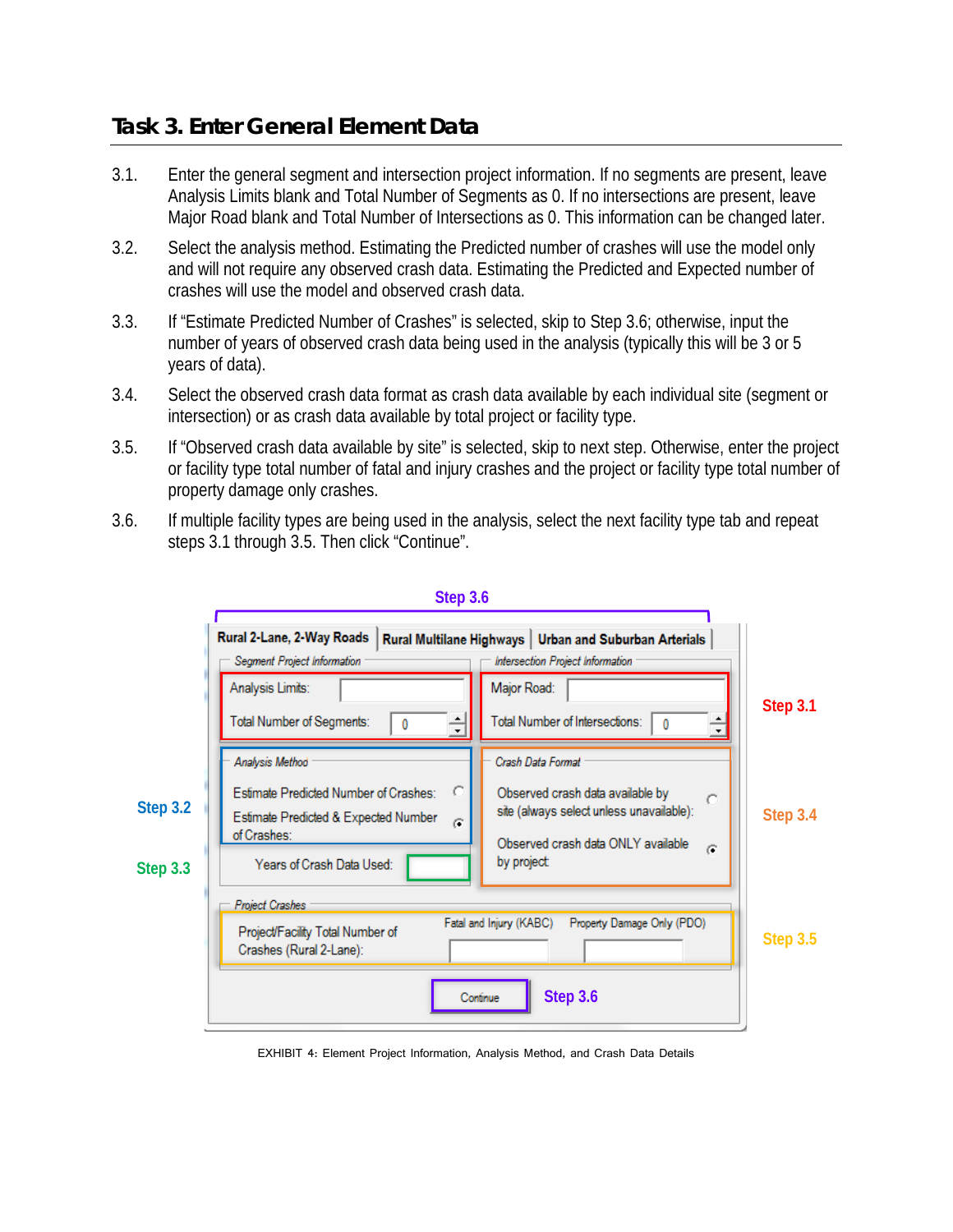## Task 3. Enter General Element Data

3.1. Enter the general segment and intersection project information. If no segments are present, leave Analysis Limits blank and Total Number of Segments as 0. If no intersections are present, leave Major Road blank and Total Number of Intersections as 0. This information can be changed later.

3.2. Select the analysis method. Estimating the Predicted number of crashes will use the model only and will not require any observed crash data. Estimating the Predicted and Expected number of crashes will use the model and observed crash data.

3.3. If "Estimate Predicted Number of Crashes" is selected, skip to Step 3.6; otherwise, input the number of years of observed crash data being used in the analysis (typically this will be 3 or 5 years of data).

3.4. Select the observed crash data format as crash data available by each individual site (segment or intersection) or as crash data available by total project or facility type.

3.5. If "Observed crash data available by site" is selected, skip to next step. Otherwise, enter the project or facility type total number of fatal and injury crashes and the project or facility type total number of property damage only crashes.

3.6. If multiple facility types are being used in the analysis, select the next facility type tab and repeat steps 3.1 through 3.5. Then click "Continue".

Step 3.6

Rural 2-Lane, 2-Way Roads | Rural Multilane Highways | Urban and Suburban Arterials

*Segment Project Information*

Analysis Limits:

Total Number of Segments: 0

*Intersection Project Information*

Major Road:

Total Number of Intersections: 0

Step 3.1

*Analysis Method*

Estimate Predicted Number of Crashes:

Estimate Predicted & Expected Number of Crashes:

Step 3.2

Years of Crash Data Used:

Step 3.3

*Crash Data Format*

Observed crash data available by site (always select unless unavailable):

Observed crash data ONLY available by project

Step 3.4

*Project Crashes*

Project/Facility Total Number of Crashes (Rural 2-Lane): Fatal and Injury (KABC) | Property Damage Only (PDO)

Step 3.5

Continue

Step 3.6

EXHIBIT 4: Element Project Information, Analysis Method, and Crash Data Details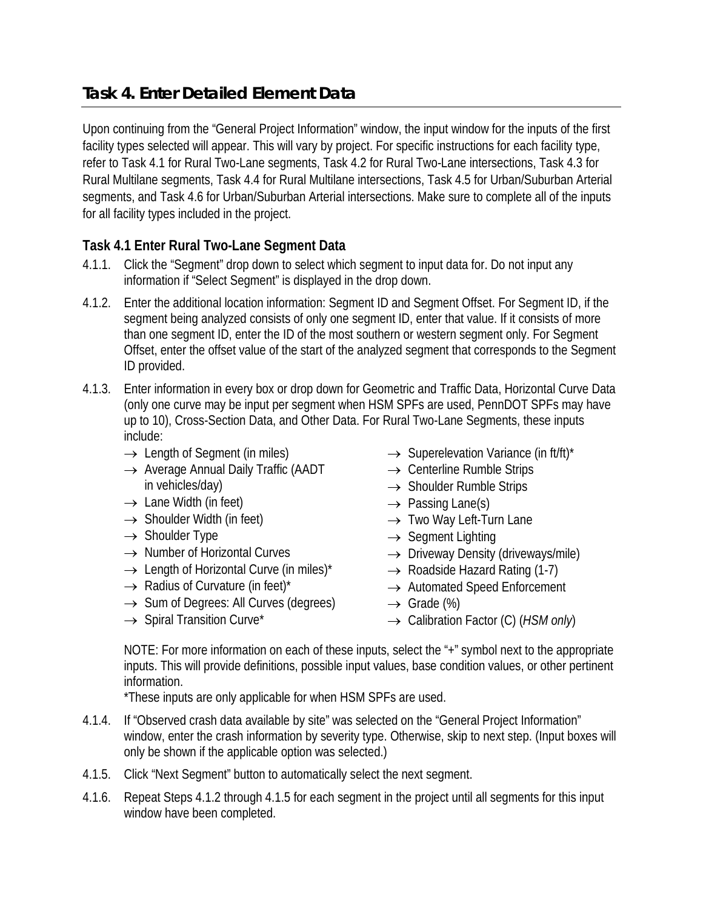## Task 4. Enter Detailed Element Data

Upon continuing from the "General Project Information" window, the input window for the inputs of the first facility types selected will appear. This will vary by project. For specific instructions for each facility type, refer to Task 4.1 for Rural Two-Lane segments, Task 4.2 for Rural Two-Lane intersections, Task 4.3 for Rural Multilane segments, Task 4.4 for Rural Multilane intersections, Task 4.5 for Urban/Suburban Arterial segments, and Task 4.6 for Urban/Suburban Arterial intersections. Make sure to complete all of the inputs for all facility types included in the project.

### Task 4.1 Enter Rural Two-Lane Segment Data

4.1.1. Click the "Segment" drop down to select which segment to input data for. Do not input any information if "Select Segment" is displayed in the drop down.

4.1.2. Enter the additional location information: Segment ID and Segment Offset. For Segment ID, if the segment being analyzed consists of only one segment ID, enter that value. If it consists of more than one segment ID, enter the ID of the most southern or western segment only. For Segment Offset, enter the offset value of the start of the analyzed segment that corresponds to the Segment ID provided.

4.1.3. Enter information in every box or drop down for Geometric and Traffic Data, Horizontal Curve Data (only one curve may be input per segment when HSM SPFs are used, PennDOT SPFs may have up to 10), Cross-Section Data, and Other Data. For Rural Two-Lane Segments, these inputs include:

- → Length of Segment (in miles)
- → Average Annual Daily Traffic (AADT in vehicles/day)
- → Lane Width (in feet)
- → Shoulder Width (in feet)
- → Shoulder Type
- → Number of Horizontal Curves
- → Length of Horizontal Curve (in miles)*
- → Radius of Curvature (in feet)*
- → Sum of Degrees: All Curves (degrees)
- → Spiral Transition Curve*
- → Superelevation Variance (in ft/ft)*
- → Centerline Rumble Strips
- → Shoulder Rumble Strips
- → Passing Lane(s)
- → Two Way Left-Turn Lane
- → Segment Lighting
- → Driveway Density (driveways/mile)
- → Roadside Hazard Rating (1-7)
- → Automated Speed Enforcement
- → Grade (%)
- → Calibration Factor (C) (*HSM only*)

NOTE: For more information on each of these inputs, select the "+" symbol next to the appropriate inputs. This will provide definitions, possible input values, base condition values, or other pertinent information.

*These inputs are only applicable for when HSM SPFs are used.

4.1.4. If "Observed crash data available by site" was selected on the "General Project Information" window, enter the crash information by severity type. Otherwise, skip to next step. (Input boxes will only be shown if the applicable option was selected.)

4.1.5. Click "Next Segment" button to automatically select the next segment.

4.1.6. Repeat Steps 4.1.2 through 4.1.5 for each segment in the project until all segments for this input window have been completed.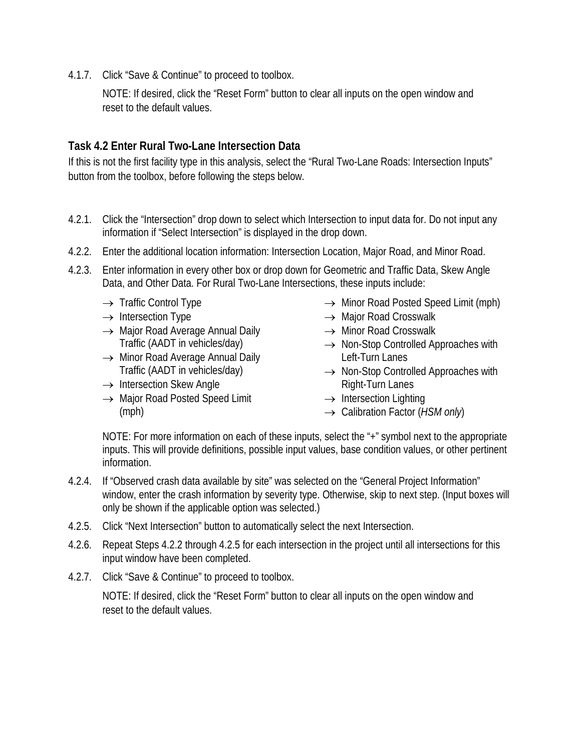4.1.7. Click "Save & Continue" to proceed to toolbox.

NOTE: If desired, click the "Reset Form" button to clear all inputs on the open window and reset to the default values.

### Task 4.2 Enter Rural Two-Lane Intersection Data

If this is not the first facility type in this analysis, select the "Rural Two-Lane Roads: Intersection Inputs" button from the toolbox, before following the steps below.

4.2.1. Click the "Intersection" drop down to select which Intersection to input data for. Do not input any information if "Select Intersection" is displayed in the drop down.

4.2.2. Enter the additional location information: Intersection Location, Major Road, and Minor Road.

4.2.3. Enter information in every other box or drop down for Geometric and Traffic Data, Skew Angle Data, and Other Data. For Rural Two-Lane Intersections, these inputs include:

- → Traffic Control Type
- → Intersection Type
- → Major Road Average Annual Daily Traffic (AADT in vehicles/day)
- → Minor Road Average Annual Daily Traffic (AADT in vehicles/day)
- → Intersection Skew Angle
- → Major Road Posted Speed Limit (mph)
- → Minor Road Posted Speed Limit (mph)
- → Major Road Crosswalk
- → Minor Road Crosswalk
- → Non-Stop Controlled Approaches with Left-Turn Lanes
- → Non-Stop Controlled Approaches with Right-Turn Lanes
- → Intersection Lighting
- → Calibration Factor (*HSM only*)

NOTE: For more information on each of these inputs, select the "+" symbol next to the appropriate inputs. This will provide definitions, possible input values, base condition values, or other pertinent information.

4.2.4. If "Observed crash data available by site" was selected on the "General Project Information" window, enter the crash information by severity type. Otherwise, skip to next step. (Input boxes will only be shown if the applicable option was selected.)

4.2.5. Click "Next Intersection" button to automatically select the next Intersection.

4.2.6. Repeat Steps 4.2.2 through 4.2.5 for each intersection in the project until all intersections for this input window have been completed.

4.2.7. Click "Save & Continue" to proceed to toolbox.

NOTE: If desired, click the "Reset Form" button to clear all inputs on the open window and reset to the default values.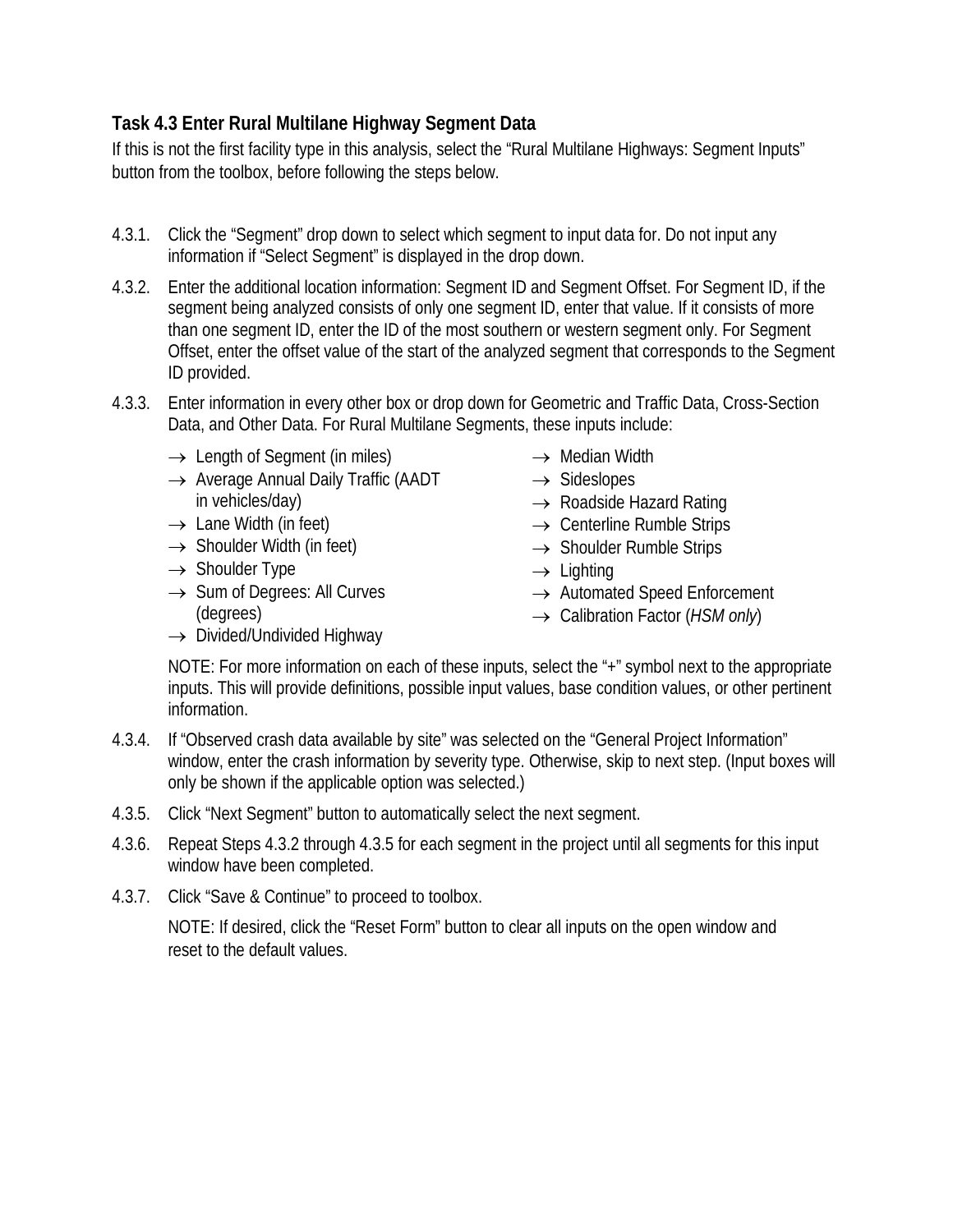### Task 4.3 Enter Rural Multilane Highway Segment Data

If this is not the first facility type in this analysis, select the “Rural Multilane Highways: Segment Inputs” button from the toolbox, before following the steps below.

4.3.1. Click the “Segment” drop down to select which segment to input data for. Do not input any information if “Select Segment” is displayed in the drop down.

4.3.2. Enter the additional location information: Segment ID and Segment Offset. For Segment ID, if the segment being analyzed consists of only one segment ID, enter that value. If it consists of more than one segment ID, enter the ID of the most southern or western segment only. For Segment Offset, enter the offset value of the start of the analyzed segment that corresponds to the Segment ID provided.

4.3.3. Enter information in every other box or drop down for Geometric and Traffic Data, Cross-Section Data, and Other Data. For Rural Multilane Segments, these inputs include:

- → Length of Segment (in miles)
- → Average Annual Daily Traffic (AADT in vehicles/day)
- → Lane Width (in feet)
- → Shoulder Width (in feet)
- → Shoulder Type
- → Sum of Degrees: All Curves (degrees)
- → Divided/Undivided Highway
- → Median Width
- → Sideslopes
- → Roadside Hazard Rating
- → Centerline Rumble Strips
- → Shoulder Rumble Strips
- → Lighting
- → Automated Speed Enforcement
- → Calibration Factor (*HSM only*)

NOTE: For more information on each of these inputs, select the “+” symbol next to the appropriate inputs. This will provide definitions, possible input values, base condition values, or other pertinent information.

4.3.4. If “Observed crash data available by site” was selected on the “General Project Information” window, enter the crash information by severity type. Otherwise, skip to next step. (Input boxes will only be shown if the applicable option was selected.)

4.3.5. Click “Next Segment” button to automatically select the next segment.

4.3.6. Repeat Steps 4.3.2 through 4.3.5 for each segment in the project until all segments for this input window have been completed.

4.3.7. Click “Save & Continue” to proceed to toolbox.

NOTE: If desired, click the “Reset Form” button to clear all inputs on the open window and reset to the default values.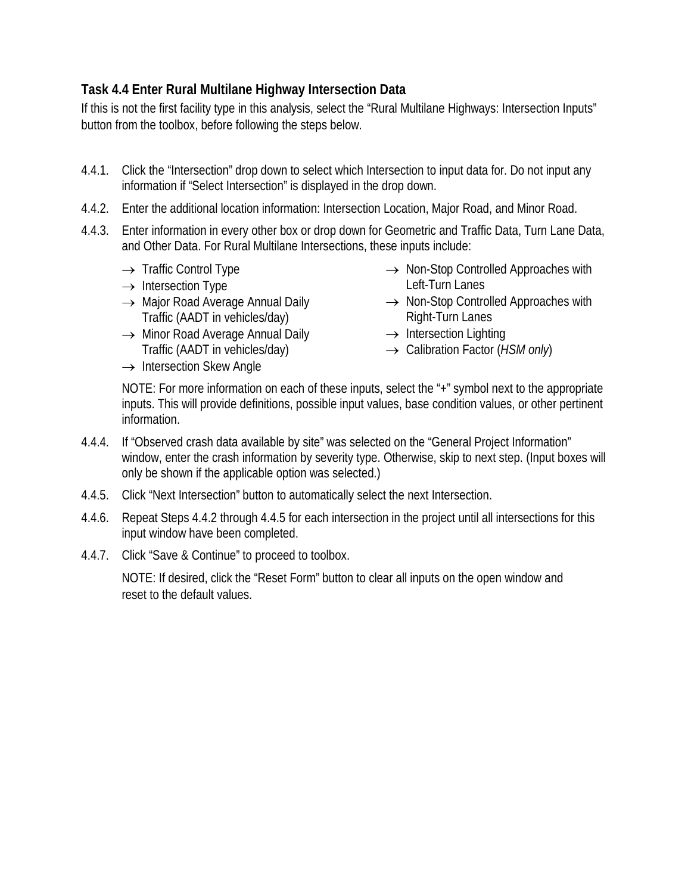### Task 4.4 Enter Rural Multilane Highway Intersection Data

If this is not the first facility type in this analysis, select the "Rural Multilane Highways: Intersection Inputs" button from the toolbox, before following the steps below.

4.4.1. Click the "Intersection" drop down to select which Intersection to input data for. Do not input any information if "Select Intersection" is displayed in the drop down.

4.4.2. Enter the additional location information: Intersection Location, Major Road, and Minor Road.

4.4.3. Enter information in every other box or drop down for Geometric and Traffic Data, Turn Lane Data, and Other Data. For Rural Multilane Intersections, these inputs include:

- → Traffic Control Type
- → Intersection Type
- → Major Road Average Annual Daily Traffic (AADT in vehicles/day)
- → Minor Road Average Annual Daily Traffic (AADT in vehicles/day)
- → Intersection Skew Angle
- → Non-Stop Controlled Approaches with Left-Turn Lanes
- → Non-Stop Controlled Approaches with Right-Turn Lanes
- → Intersection Lighting
- → Calibration Factor (*HSM only*)

NOTE: For more information on each of these inputs, select the "+" symbol next to the appropriate inputs. This will provide definitions, possible input values, base condition values, or other pertinent information.

4.4.4. If "Observed crash data available by site" was selected on the "General Project Information" window, enter the crash information by severity type. Otherwise, skip to next step. (Input boxes will only be shown if the applicable option was selected.)

4.4.5. Click "Next Intersection" button to automatically select the next Intersection.

4.4.6. Repeat Steps 4.4.2 through 4.4.5 for each intersection in the project until all intersections for this input window have been completed.

4.4.7. Click "Save & Continue" to proceed to toolbox.

NOTE: If desired, click the "Reset Form" button to clear all inputs on the open window and reset to the default values.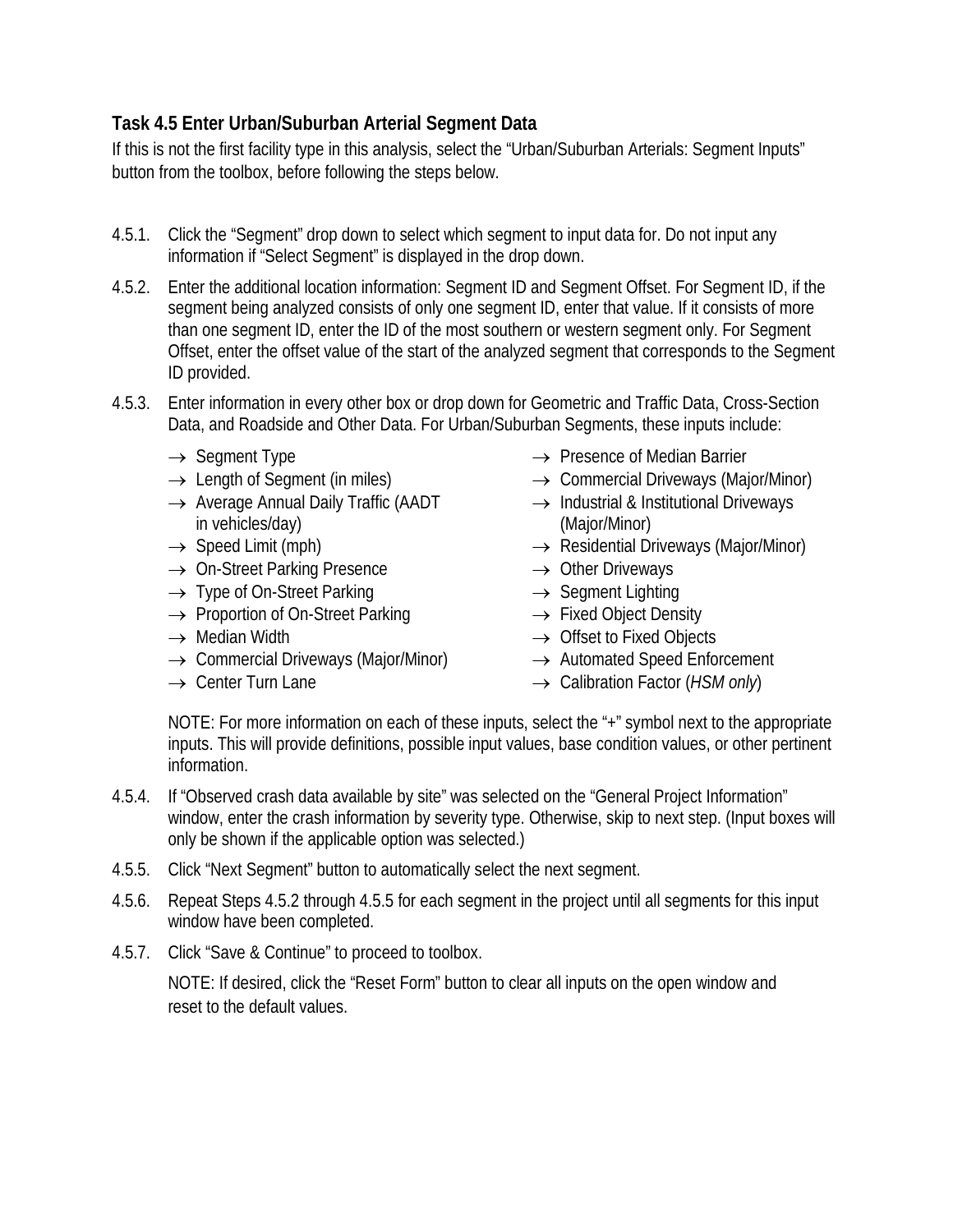### Task 4.5 Enter Urban/Suburban Arterial Segment Data

If this is not the first facility type in this analysis, select the "Urban/Suburban Arterials: Segment Inputs" button from the toolbox, before following the steps below.

4.5.1. Click the "Segment" drop down to select which segment to input data for. Do not input any information if "Select Segment" is displayed in the drop down.

4.5.2. Enter the additional location information: Segment ID and Segment Offset. For Segment ID, if the segment being analyzed consists of only one segment ID, enter that value. If it consists of more than one segment ID, enter the ID of the most southern or western segment only. For Segment Offset, enter the offset value of the start of the analyzed segment that corresponds to the Segment ID provided.

4.5.3. Enter information in every other box or drop down for Geometric and Traffic Data, Cross-Section Data, and Roadside and Other Data. For Urban/Suburban Segments, these inputs include:

- → Segment Type
- → Length of Segment (in miles)
- → Average Annual Daily Traffic (AADT in vehicles/day)
- → Speed Limit (mph)
- → On-Street Parking Presence
- → Type of On-Street Parking
- → Proportion of On-Street Parking
- → Median Width
- → Commercial Driveways (Major/Minor)
- → Center Turn Lane
- → Presence of Median Barrier
- → Commercial Driveways (Major/Minor)
- → Industrial & Institutional Driveways (Major/Minor)
- → Residential Driveways (Major/Minor)
- → Other Driveways
- → Segment Lighting
- → Fixed Object Density
- → Offset to Fixed Objects
- → Automated Speed Enforcement
- → Calibration Factor (*HSM only*)

NOTE: For more information on each of these inputs, select the "+" symbol next to the appropriate inputs. This will provide definitions, possible input values, base condition values, or other pertinent information.

4.5.4. If "Observed crash data available by site" was selected on the "General Project Information" window, enter the crash information by severity type. Otherwise, skip to next step. (Input boxes will only be shown if the applicable option was selected.)

4.5.5. Click "Next Segment" button to automatically select the next segment.

4.5.6. Repeat Steps 4.5.2 through 4.5.5 for each segment in the project until all segments for this input window have been completed.

4.5.7. Click "Save & Continue" to proceed to toolbox.

NOTE: If desired, click the "Reset Form" button to clear all inputs on the open window and reset to the default values.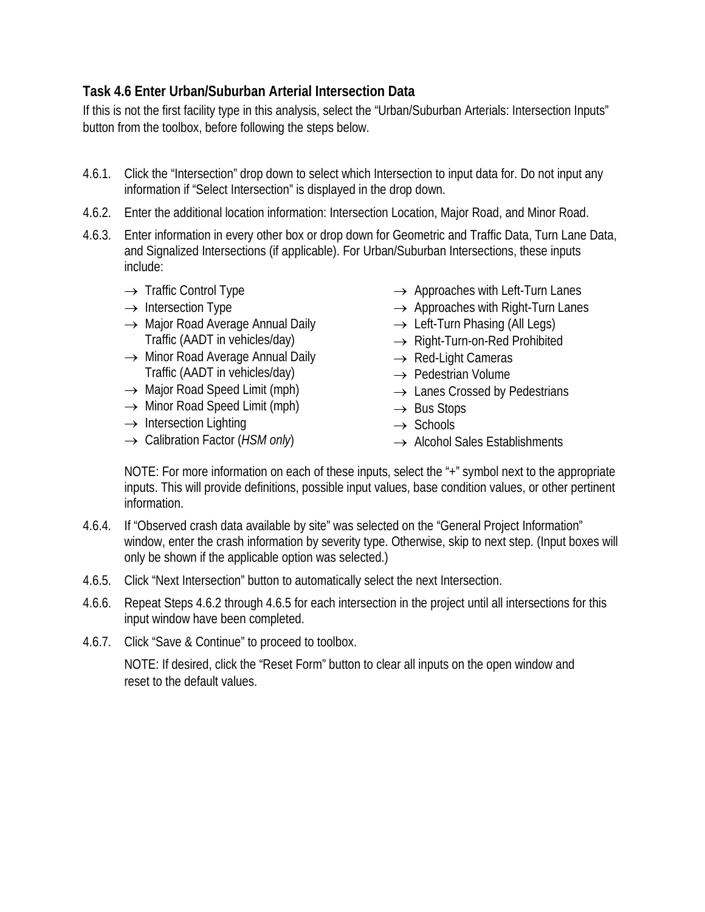### Task 4.6 Enter Urban/Suburban Arterial Intersection Data

If this is not the first facility type in this analysis, select the "Urban/Suburban Arterials: Intersection Inputs" button from the toolbox, before following the steps below.

4.6.1. Click the "Intersection" drop down to select which Intersection to input data for. Do not input any information if "Select Intersection" is displayed in the drop down.

4.6.2. Enter the additional location information: Intersection Location, Major Road, and Minor Road.

4.6.3. Enter information in every other box or drop down for Geometric and Traffic Data, Turn Lane Data, and Signalized Intersections (if applicable). For Urban/Suburban Intersections, these inputs include:

- → Traffic Control Type
- → Intersection Type
- → Major Road Average Annual Daily Traffic (AADT in vehicles/day)
- → Minor Road Average Annual Daily Traffic (AADT in vehicles/day)
- → Major Road Speed Limit (mph)
- → Minor Road Speed Limit (mph)
- → Intersection Lighting
- → Calibration Factor (*HSM only*)
- → Approaches with Left-Turn Lanes
- → Approaches with Right-Turn Lanes
- → Left-Turn Phasing (All Legs)
- → Right-Turn-on-Red Prohibited
- → Red-Light Cameras
- → Pedestrian Volume
- → Lanes Crossed by Pedestrians
- → Bus Stops
- → Schools
- → Alcohol Sales Establishments

NOTE: For more information on each of these inputs, select the "+" symbol next to the appropriate inputs. This will provide definitions, possible input values, base condition values, or other pertinent information.

4.6.4. If "Observed crash data available by site" was selected on the "General Project Information" window, enter the crash information by severity type. Otherwise, skip to next step. (Input boxes will only be shown if the applicable option was selected.)

4.6.5. Click "Next Intersection" button to automatically select the next Intersection.

4.6.6. Repeat Steps 4.6.2 through 4.6.5 for each intersection in the project until all intersections for this input window have been completed.

4.6.7. Click "Save & Continue" to proceed to toolbox.

NOTE: If desired, click the "Reset Form" button to clear all inputs on the open window and reset to the default values.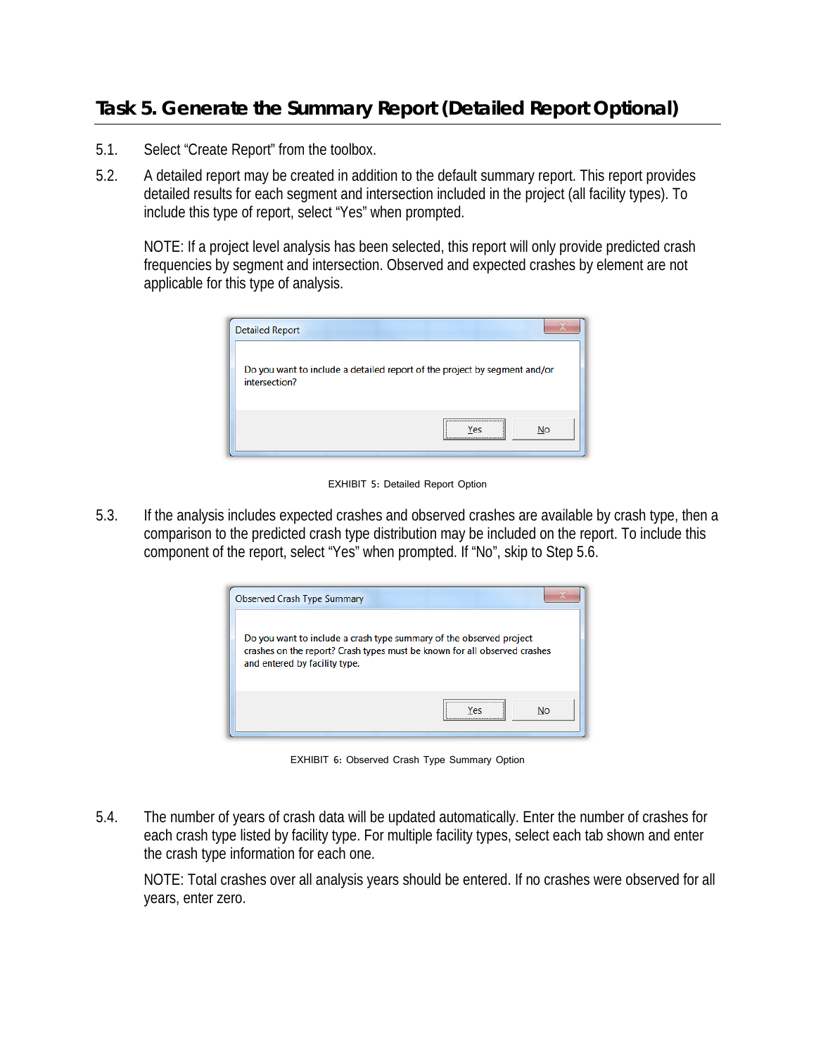## Task 5. Generate the Summary Report (Detailed Report Optional)

5.1. Select “Create Report” from the toolbox.

5.2. A detailed report may be created in addition to the default summary report. This report provides detailed results for each segment and intersection included in the project (all facility types). To include this type of report, select “Yes” when prompted.

NOTE: If a project level analysis has been selected, this report will only provide predicted crash frequencies by segment and intersection. Observed and expected crashes by element are not applicable for this type of analysis.

Detailed Report

Do you want to include a detailed report of the project by segment and/or intersection?

Yes No

EXHIBIT 5: Detailed Report Option

5.3. If the analysis includes expected crashes and observed crashes are available by crash type, then a comparison to the predicted crash type distribution may be included on the report. To include this component of the report, select “Yes” when prompted. If “No”, skip to Step 5.6.

Observed Crash Type Summary

Do you want to include a crash type summary of the observed project crashes on the report? Crash types must be known for all observed crashes and entered by facility type.

Yes No

EXHIBIT 6: Observed Crash Type Summary Option

5.4. The number of years of crash data will be updated automatically. Enter the number of crashes for each crash type listed by facility type. For multiple facility types, select each tab shown and enter the crash type information for each one.

NOTE: Total crashes over all analysis years should be entered. If no crashes were observed for all years, enter zero.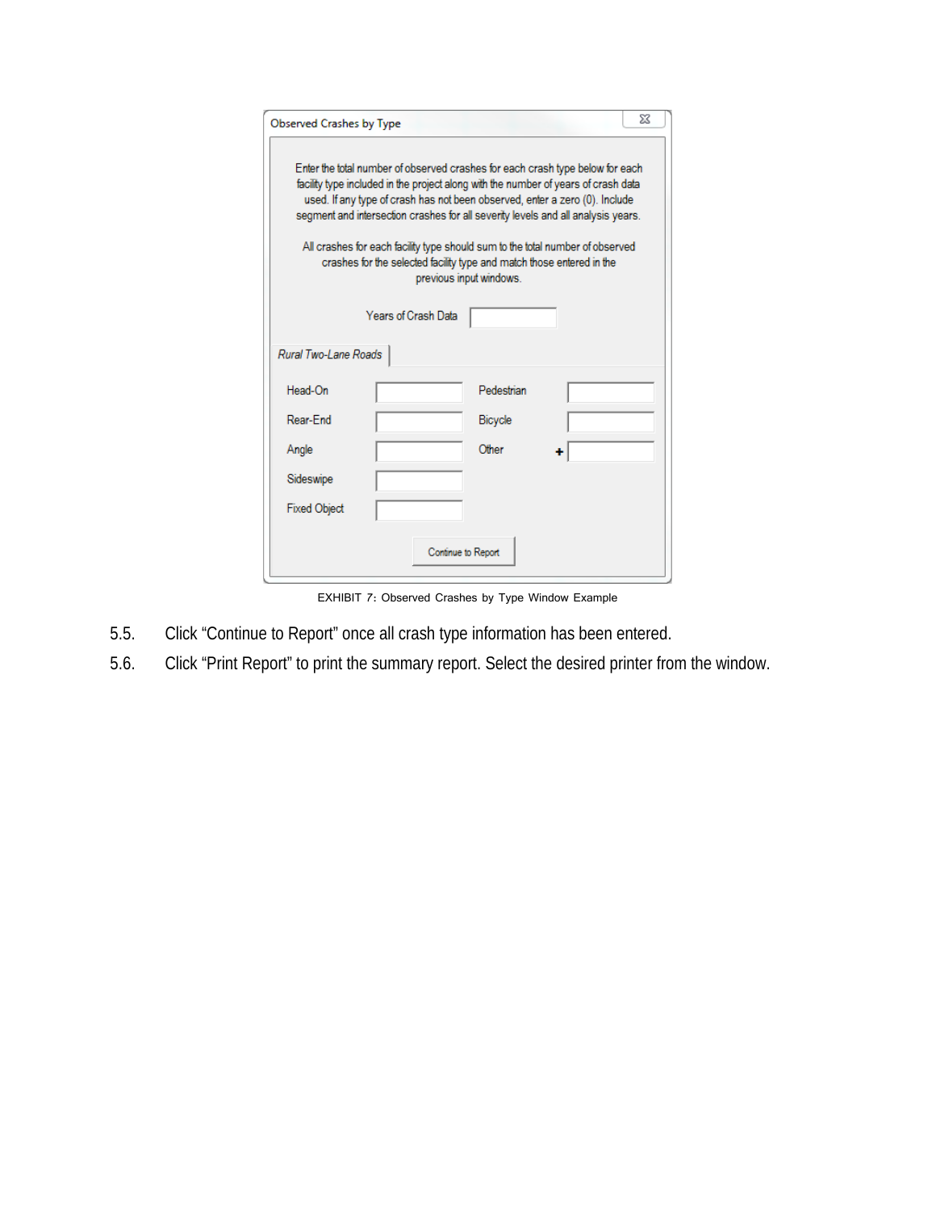Observed Crashes by Type

Enter the total number of observed crashes for each crash type below for each facility type included in the project along with the number of years of crash data used. If any type of crash has not been observed, enter a zero (0). Include segment and intersection crashes for all severity levels and all analysis years.

All crashes for each facility type should sum to the total number of observed crashes for the selected facility type and match those entered in the previous input windows.

Years of Crash Data

*Rural Two-Lane Roads*

Head-On

Rear-End

Angle

Sideswipe

Fixed Object

Pedestrian

Bicycle

Other

Continue to Report

EXHIBIT 7: Observed Crashes by Type Window Example

5.5. Click “Continue to Report” once all crash type information has been entered.

5.6. Click “Print Report” to print the summary report. Select the desired printer from the window.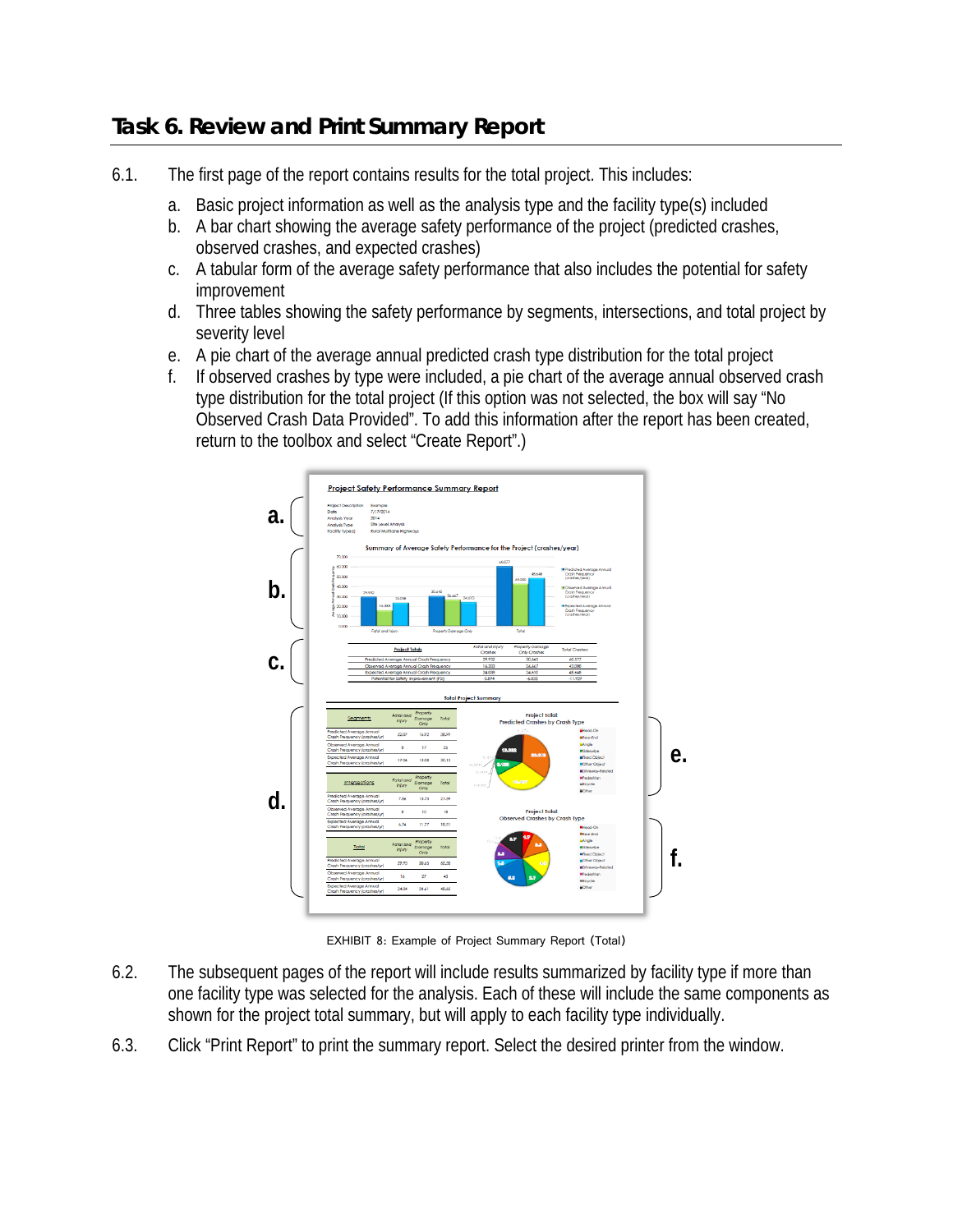## Task 6. Review and Print Summary Report

6.1. The first page of the report contains results for the total project. This includes:

a. Basic project information as well as the analysis type and the facility type(s) included
b. A bar chart showing the average safety performance of the project (predicted crashes, observed crashes, and expected crashes)
c. A tabular form of the average safety performance that also includes the potential for safety improvement
d. Three tables showing the safety performance by segments, intersections, and total project by severity level
e. A pie chart of the average annual predicted crash type distribution for the total project
f. If observed crashes by type were included, a pie chart of the average annual observed crash type distribution for the total project (If this option was not selected, the box will say "No Observed Crash Data Provided". To add this information after the report has been created, return to the toolbox and select "Create Report".)

EXHIBIT 8: Example of Project Summary Report (Total)

6.2. The subsequent pages of the report will include results summarized by facility type if more than one facility type was selected for the analysis. Each of these will include the same components as shown for the project total summary, but will apply to each facility type individually.

6.3. Click "Print Report" to print the summary report. Select the desired printer from the window.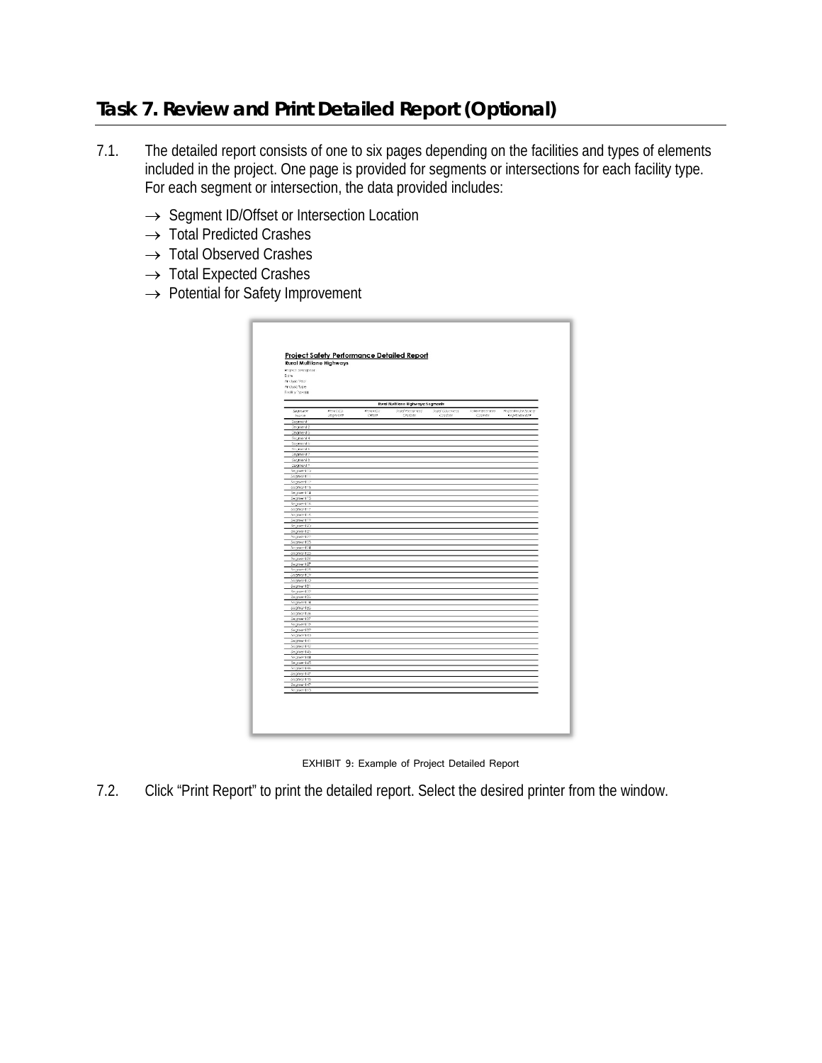## Task 7. Review and Print Detailed Report (Optional)

7.1. The detailed report consists of one to six pages depending on the facilities and types of elements included in the project. One page is provided for segments or intersections for each facility type. For each segment or intersection, the data provided includes:

- → Segment ID/Offset or Intersection Location
- → Total Predicted Crashes
- → Total Observed Crashes
- → Total Expected Crashes
- → Potential for Safety Improvement

EXHIBIT 9: Example of Project Detailed Report

7.2. Click "Print Report" to print the detailed report. Select the desired printer from the window.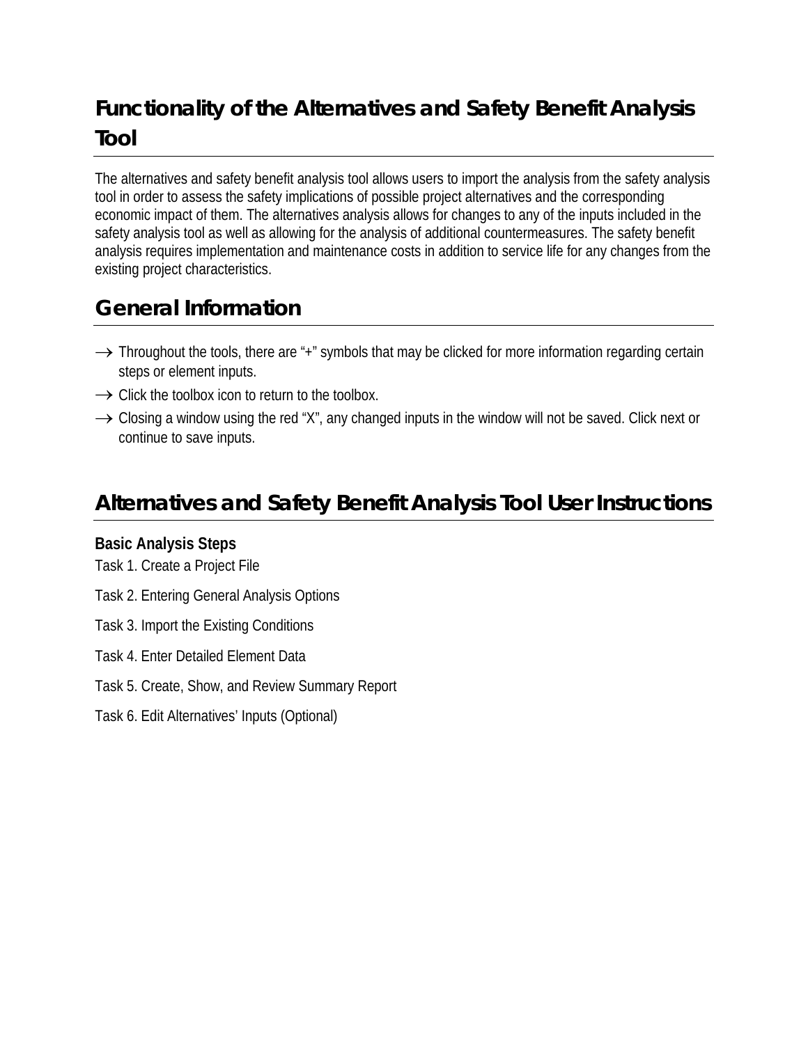## Functionality of the Alternatives and Safety Benefit Analysis Tool

The alternatives and safety benefit analysis tool allows users to import the analysis from the safety analysis tool in order to assess the safety implications of possible project alternatives and the corresponding economic impact of them. The alternatives analysis allows for changes to any of the inputs included in the safety analysis tool as well as allowing for the analysis of additional countermeasures. The safety benefit analysis requires implementation and maintenance costs in addition to service life for any changes from the existing project characteristics.

## General Information

- → Throughout the tools, there are "+" symbols that may be clicked for more information regarding certain steps or element inputs.
- → Click the toolbox icon to return to the toolbox.
- → Closing a window using the red "X", any changed inputs in the window will not be saved. Click next or continue to save inputs.

## Alternatives and Safety Benefit Analysis Tool User Instructions

**Basic Analysis Steps**

Task 1. Create a Project File

Task 2. Entering General Analysis Options

Task 3. Import the Existing Conditions

Task 4. Enter Detailed Element Data

Task 5. Create, Show, and Review Summary Report

Task 6. Edit Alternatives' Inputs (Optional)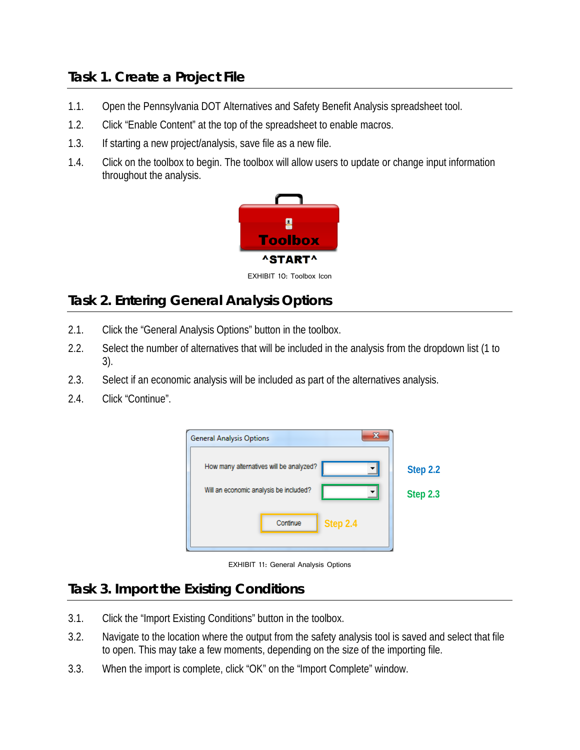## Task 1. Create a Project File

1.1. Open the Pennsylvania DOT Alternatives and Safety Benefit Analysis spreadsheet tool.

1.2. Click "Enable Content" at the top of the spreadsheet to enable macros.

1.3. If starting a new project/analysis, save file as a new file.

1.4. Click on the toolbox to begin. The toolbox will allow users to update or change input information throughout the analysis.

Toolbox

^START^

EXHIBIT 10: Toolbox Icon

## Task 2. Entering General Analysis Options

2.1. Click the "General Analysis Options" button in the toolbox.

2.2. Select the number of alternatives that will be included in the analysis from the dropdown list (1 to 3).

2.3. Select if an economic analysis will be included as part of the alternatives analysis.

2.4. Click "Continue".

General Analysis Options

How many alternatives will be analyzed?

Will an economic analysis be included?

Continue

Step 2.2

Step 2.3

Step 2.4

EXHIBIT 11: General Analysis Options

## Task 3. Import the Existing Conditions

3.1. Click the "Import Existing Conditions" button in the toolbox.

3.2. Navigate to the location where the output from the safety analysis tool is saved and select that file to open. This may take a few moments, depending on the size of the importing file.

3.3. When the import is complete, click "OK" on the "Import Complete" window.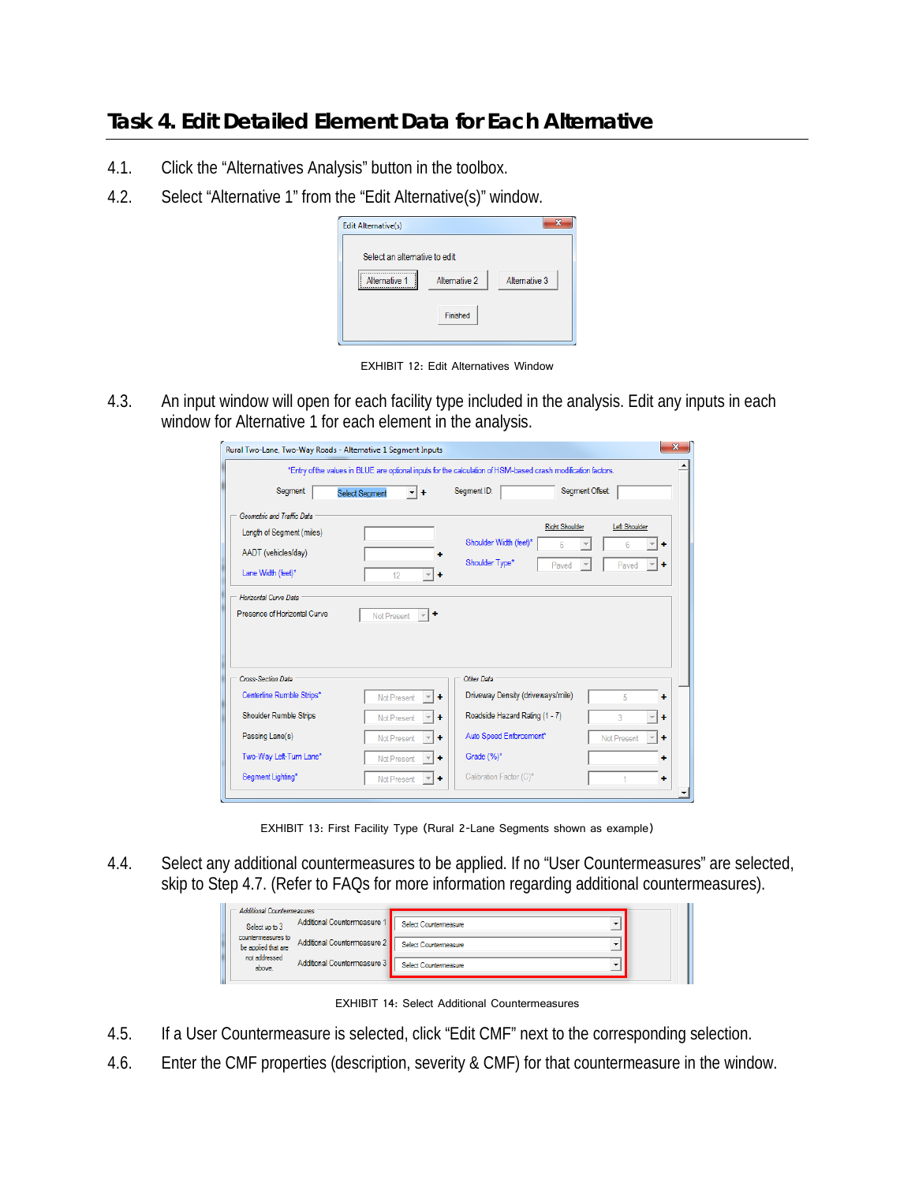## Task 4. Edit Detailed Element Data for Each Alternative

4.1. Click the “Alternatives Analysis” button in the toolbox.

4.2. Select “Alternative 1” from the “Edit Alternative(s)” window.

EXHIBIT 12: Edit Alternatives Window

4.3. An input window will open for each facility type included in the analysis. Edit any inputs in each window for Alternative 1 for each element in the analysis.

EXHIBIT 13: First Facility Type (Rural 2-Lane Segments shown as example)

4.4. Select any additional countermeasures to be applied. If no “User Countermeasures” are selected, skip to Step 4.7. (Refer to FAQs for more information regarding additional countermeasures).

EXHIBIT 14: Select Additional Countermeasures

4.5. If a User Countermeasure is selected, click “Edit CMF” next to the corresponding selection.

4.6. Enter the CMF properties (description, severity & CMF) for that countermeasure in the window.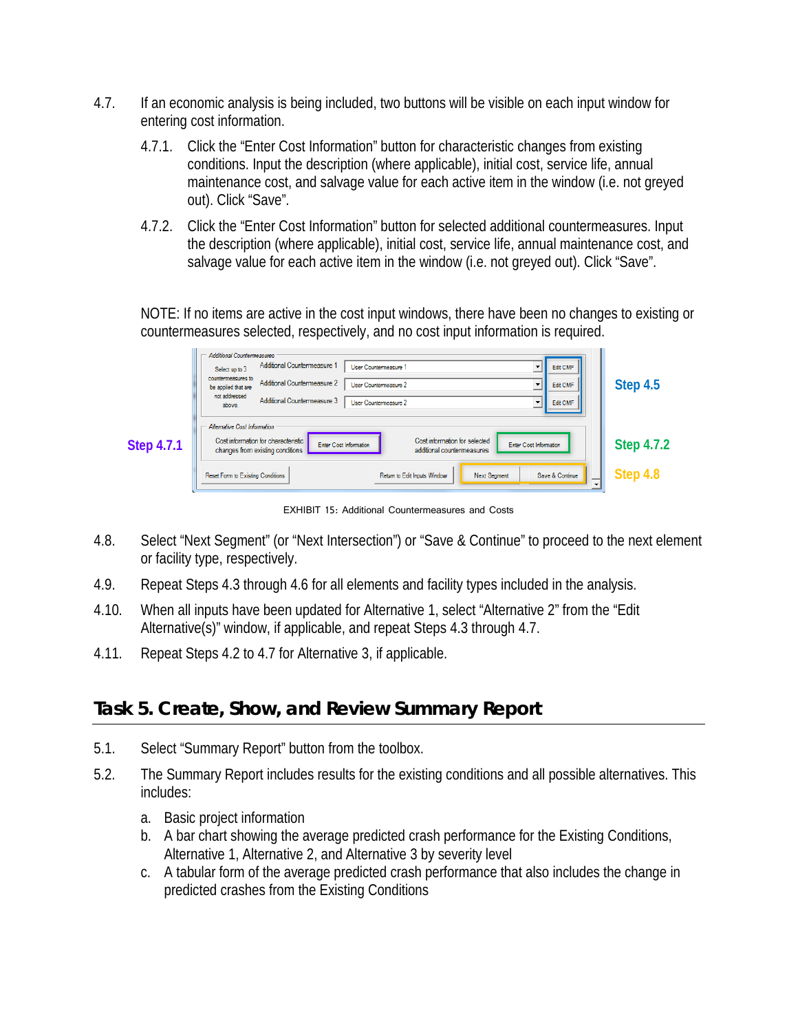4.7. If an economic analysis is being included, two buttons will be visible on each input window for entering cost information.

4.7.1. Click the “Enter Cost Information” button for characteristic changes from existing conditions. Input the description (where applicable), initial cost, service life, annual maintenance cost, and salvage value for each active item in the window (i.e. not greyed out). Click “Save”.

4.7.2. Click the “Enter Cost Information” button for selected additional countermeasures. Input the description (where applicable), initial cost, service life, annual maintenance cost, and salvage value for each active item in the window (i.e. not greyed out). Click “Save”.

NOTE: If no items are active in the cost input windows, there have been no changes to existing or countermeasures selected, respectively, and no cost input information is required.

Additional Countermeasures
Select up to 3 countermeasures to be applied that are not addressed above.
Additional Countermeasure 1 User Countermeasure 1 Edit CMF
Additional Countermeasure 2 User Countermeasure 2 Edit CMF
Additional Countermeasure 3 User Countermeasure 2 Edit CMF
Step 4.5
Alternative Cost Information
Step 4.7.1
Cost information for characteristic changes from existing conditions Enter Cost Information
Cost information for selected additional countermeasures Enter Cost Information
Step 4.7.2
Reset Form to Existing Conditions Return to Edit Inputs Window Next Segment Save & Continue
Step 4.8

EXHIBIT 15: Additional Countermeasures and Costs

4.8. Select “Next Segment” (or “Next Intersection”) or “Save & Continue” to proceed to the next element or facility type, respectively.

4.9. Repeat Steps 4.3 through 4.6 for all elements and facility types included in the analysis.

4.10. When all inputs have been updated for Alternative 1, select “Alternative 2” from the “Edit Alternative(s)” window, if applicable, and repeat Steps 4.3 through 4.7.

4.11. Repeat Steps 4.2 to 4.7 for Alternative 3, if applicable.

## Task 5. Create, Show, and Review Summary Report

5.1. Select “Summary Report” button from the toolbox.

5.2. The Summary Report includes results for the existing conditions and all possible alternatives. This includes:

a. Basic project information
b. A bar chart showing the average predicted crash performance for the Existing Conditions, Alternative 1, Alternative 2, and Alternative 3 by severity level
c. A tabular form of the average predicted crash performance that also includes the change in predicted crashes from the Existing Conditions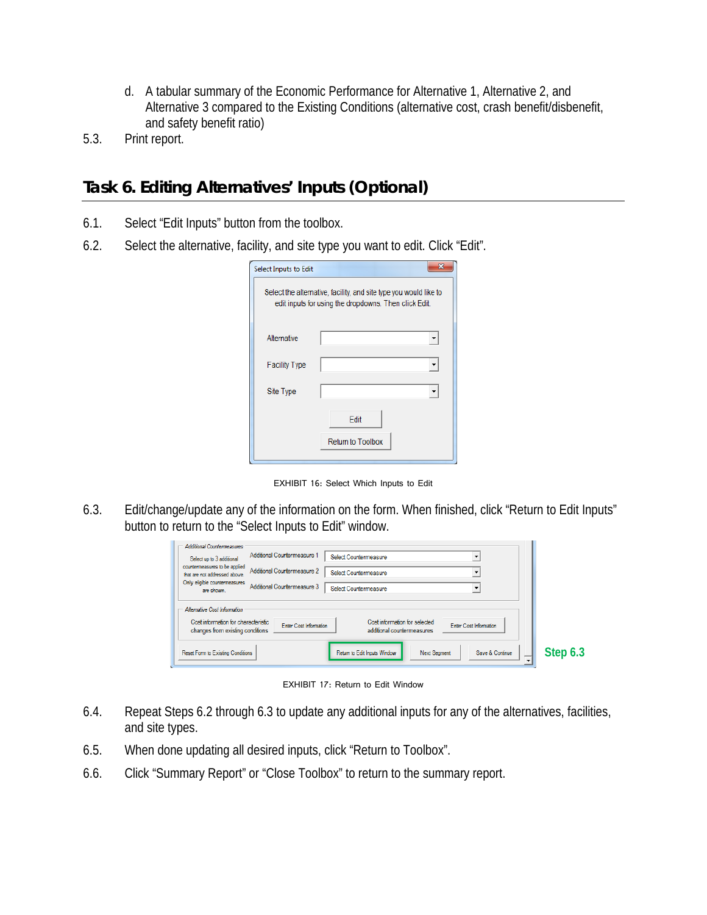d. A tabular summary of the Economic Performance for Alternative 1, Alternative 2, and Alternative 3 compared to the Existing Conditions (alternative cost, crash benefit/disbenefit, and safety benefit ratio)

5.3. Print report.

## Task 6. Editing Alternatives' Inputs (Optional)

6.1. Select "Edit Inputs" button from the toolbox.

6.2. Select the alternative, facility, and site type you want to edit. Click "Edit".

EXHIBIT 16: Select Which Inputs to Edit

6.3. Edit/change/update any of the information on the form. When finished, click "Return to Edit Inputs" button to return to the "Select Inputs to Edit" window.

EXHIBIT 17: Return to Edit Window

6.4. Repeat Steps 6.2 through 6.3 to update any additional inputs for any of the alternatives, facilities, and site types.

6.5. When done updating all desired inputs, click "Return to Toolbox".

6.6. Click "Summary Report" or "Close Toolbox" to return to the summary report.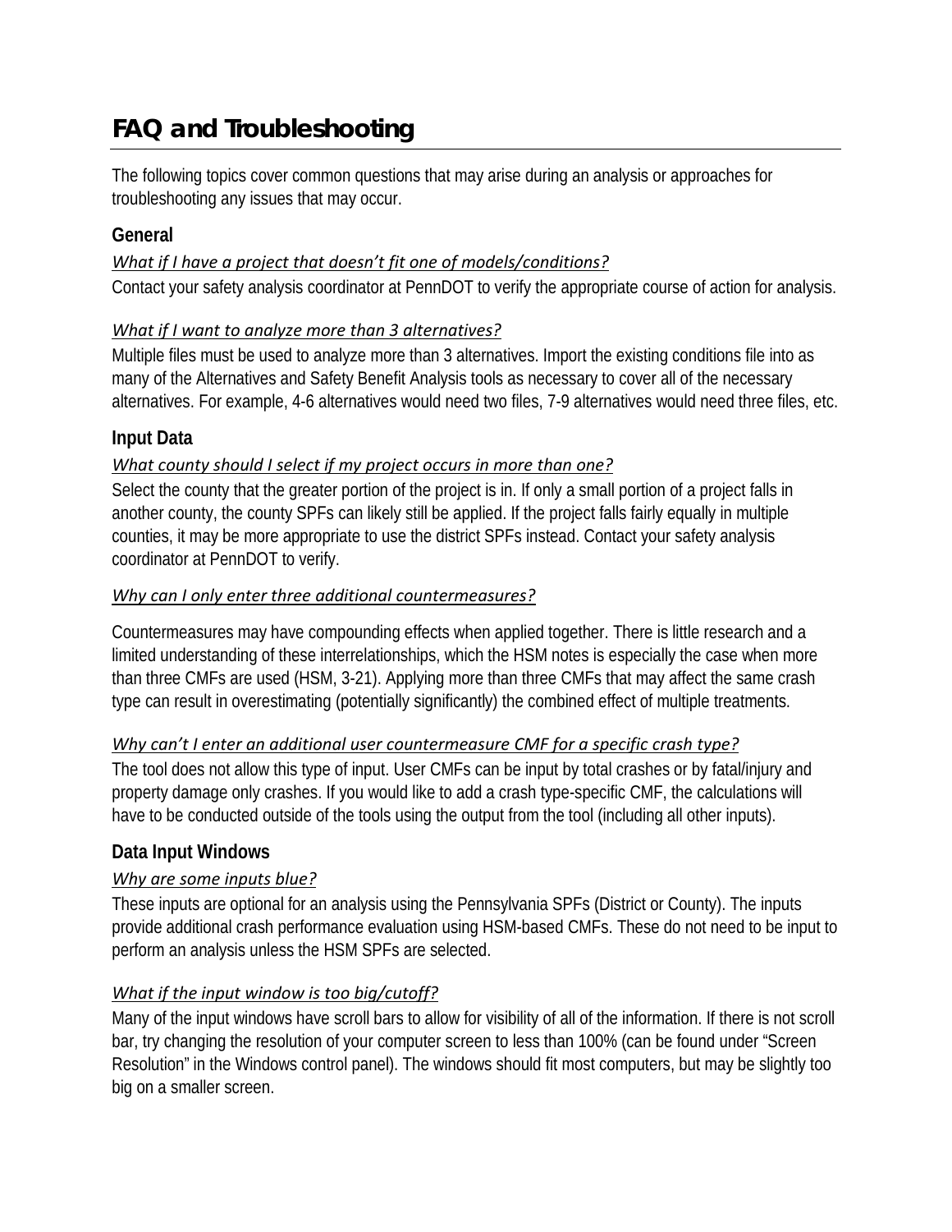# FAQ and Troubleshooting

The following topics cover common questions that may arise during an analysis or approaches for troubleshooting any issues that may occur.

## General

*What if I have a project that doesn't fit one of models/conditions?*

Contact your safety analysis coordinator at PennDOT to verify the appropriate course of action for analysis.

*What if I want to analyze more than 3 alternatives?*

Multiple files must be used to analyze more than 3 alternatives. Import the existing conditions file into as many of the Alternatives and Safety Benefit Analysis tools as necessary to cover all of the necessary alternatives. For example, 4-6 alternatives would need two files, 7-9 alternatives would need three files, etc.

## Input Data

*What county should I select if my project occurs in more than one?*

Select the county that the greater portion of the project is in. If only a small portion of a project falls in another county, the county SPFs can likely still be applied. If the project falls fairly equally in multiple counties, it may be more appropriate to use the district SPFs instead. Contact your safety analysis coordinator at PennDOT to verify.

*Why can I only enter three additional countermeasures?*

Countermeasures may have compounding effects when applied together. There is little research and a limited understanding of these interrelationships, which the HSM notes is especially the case when more than three CMFs are used (HSM, 3-21). Applying more than three CMFs that may affect the same crash type can result in overestimating (potentially significantly) the combined effect of multiple treatments.

*Why can't I enter an additional user countermeasure CMF for a specific crash type?*

The tool does not allow this type of input. User CMFs can be input by total crashes or by fatal/injury and property damage only crashes. If you would like to add a crash type-specific CMF, the calculations will have to be conducted outside of the tools using the output from the tool (including all other inputs).

## Data Input Windows

*Why are some inputs blue?*

These inputs are optional for an analysis using the Pennsylvania SPFs (District or County). The inputs provide additional crash performance evaluation using HSM-based CMFs. These do not need to be input to perform an analysis unless the HSM SPFs are selected.

*What if the input window is too big/cutoff?*

Many of the input windows have scroll bars to allow for visibility of all of the information. If there is not scroll bar, try changing the resolution of your computer screen to less than 100% (can be found under "Screen Resolution" in the Windows control panel). The windows should fit most computers, but may be slightly too big on a smaller screen.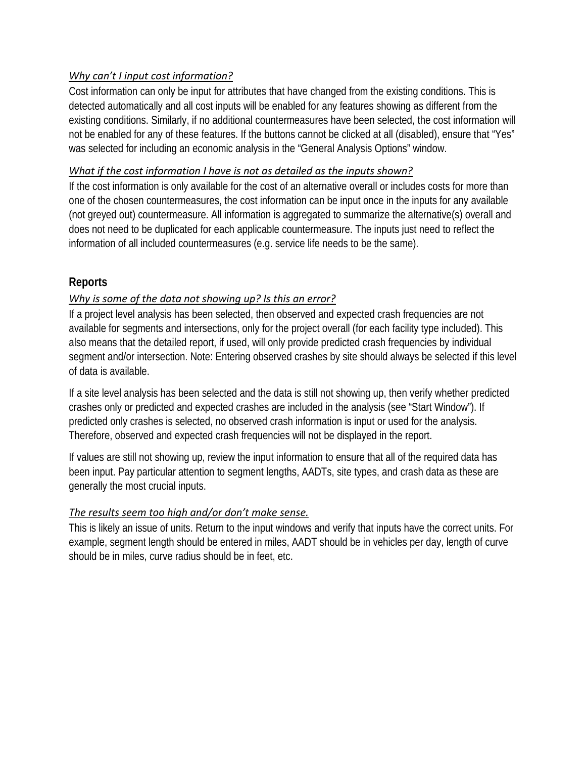*Why can't I input cost information?*

Cost information can only be input for attributes that have changed from the existing conditions. This is detected automatically and all cost inputs will be enabled for any features showing as different from the existing conditions. Similarly, if no additional countermeasures have been selected, the cost information will not be enabled for any of these features. If the buttons cannot be clicked at all (disabled), ensure that "Yes" was selected for including an economic analysis in the "General Analysis Options" window.

*What if the cost information I have is not as detailed as the inputs shown?*

If the cost information is only available for the cost of an alternative overall or includes costs for more than one of the chosen countermeasures, the cost information can be input once in the inputs for any available (not greyed out) countermeasure. All information is aggregated to summarize the alternative(s) overall and does not need to be duplicated for each applicable countermeasure. The inputs just need to reflect the information of all included countermeasures (e.g. service life needs to be the same).

## Reports

*Why is some of the data not showing up? Is this an error?*

If a project level analysis has been selected, then observed and expected crash frequencies are not available for segments and intersections, only for the project overall (for each facility type included). This also means that the detailed report, if used, will only provide predicted crash frequencies by individual segment and/or intersection. Note: Entering observed crashes by site should always be selected if this level of data is available.

If a site level analysis has been selected and the data is still not showing up, then verify whether predicted crashes only or predicted and expected crashes are included in the analysis (see "Start Window"). If predicted only crashes is selected, no observed crash information is input or used for the analysis. Therefore, observed and expected crash frequencies will not be displayed in the report.

If values are still not showing up, review the input information to ensure that all of the required data has been input. Pay particular attention to segment lengths, AADTs, site types, and crash data as these are generally the most crucial inputs.

*The results seem too high and/or don't make sense.*

This is likely an issue of units. Return to the input windows and verify that inputs have the correct units. For example, segment length should be entered in miles, AADT should be in vehicles per day, length of curve should be in miles, curve radius should be in feet, etc.